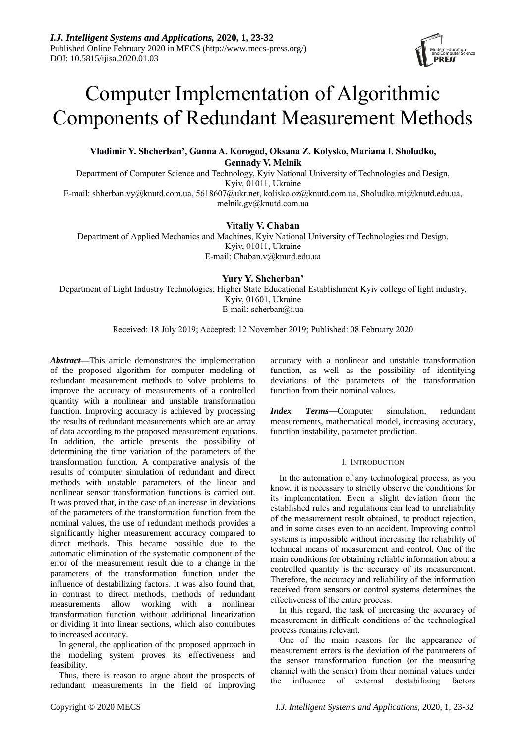# Computer Implementation of Algorithmic Components of Redundant Measurement Methods

**Vladimir Y. Shcherban', Ganna A. Korogod, Oksana Z. Kolysko, Mariana I. Sholudko, Gennady V. Melnik**

Department of Computer Science and Technology, Kyiv National University of Technologies and Design, Kyiv, 01011, Ukraine

E-mail: shherban.vy@knutd.com.ua, 5618607@ukr.net, kolisko.oz@knutd.com.ua, Sholudko.mi@knutd.edu.ua, melnik.gv@knutd.com.ua

**Vitaliy V. Chaban**

Department of Applied Mechanics and Machines, Kyiv National University of Technologies and Design, Kyiv, 01011, Ukraine

E-mail: Chaban.v@knutd.edu.ua

**Yury Y. Shcherban'**

Department of Light Industry Technologies, Higher State Educational Establishment Kyiv college of light industry, Kyiv, 01601, Ukraine

E-mail: scherban@i.ua

Received: 18 July 2019; Accepted: 12 November 2019; Published: 08 February 2020

***Abstract*—**This article demonstrates the implementation of the proposed algorithm for computer modeling of redundant measurement methods to solve problems to improve the accuracy of measurements of a controlled quantity with a nonlinear and unstable transformation function. Improving accuracy is achieved by processing the results of redundant measurements which are an array of data according to the proposed measurement equations. In addition, the article presents the possibility of determining the time variation of the parameters of the transformation function. A comparative analysis of the results of computer simulation of redundant and direct methods with unstable parameters of the linear and nonlinear sensor transformation functions is carried out. It was proved that, in the case of an increase in deviations of the parameters of the transformation function from the nominal values, the use of redundant methods provides a significantly higher measurement accuracy compared to direct methods. This became possible due to the automatic elimination of the systematic component of the error of the measurement result due to a change in the parameters of the transformation function under the influence of destabilizing factors. It was also found that, in contrast to direct methods, methods of redundant measurements allow working with a nonlinear transformation function without additional linearization or dividing it into linear sections, which also contributes to increased accuracy.

In general, the application of the proposed approach in the modeling system proves its effectiveness and feasibility.

Thus, there is reason to argue about the prospects of redundant measurements in the field of improving accuracy with a nonlinear and unstable transformation function, as well as the possibility of identifying deviations of the parameters of the transformation function from their nominal values.

***Index Terms*—**Computer simulation, redundant measurements, mathematical model, increasing accuracy, function instability, parameter prediction.

## I. Introduction

In the automation of any technological process, as you know, it is necessary to strictly observe the conditions for its implementation. Even a slight deviation from the established rules and regulations can lead to unreliability of the measurement result obtained, to product rejection, and in some cases even to an accident. Improving control systems is impossible without increasing the reliability of technical means of measurement and control. One of the main conditions for obtaining reliable information about a controlled quantity is the accuracy of its measurement. Therefore, the accuracy and reliability of the information received from sensors or control systems determines the effectiveness of the entire process.

In this regard, the task of increasing the accuracy of measurement in difficult conditions of the technological process remains relevant.

One of the main reasons for the appearance of measurement errors is the deviation of the parameters of the sensor transformation function (or the measuring channel with the sensor) from their nominal values under the influence of external destabilizing factors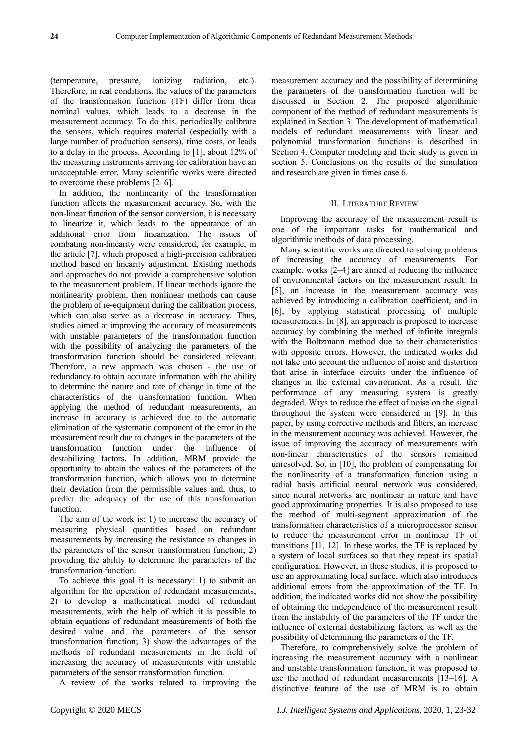(temperature, pressure, ionizing radiation, etc.). Therefore, in real conditions, the values of the parameters of the transformation function (TF) differ from their nominal values, which leads to a decrease in the measurement accuracy. To do this, periodically calibrate the sensors, which requires material (especially with a large number of production sensors), time costs, or leads to a delay in the process. According to [1], about 12% of the measuring instruments arriving for calibration have an unacceptable error. Many scientific works were directed to overcome these problems [2–6].

In addition, the nonlinearity of the transformation function affects the measurement accuracy. So, with the non-linear function of the sensor conversion, it is necessary to linearize it, which leads to the appearance of an additional error from linearization. The issues of combating non-linearity were considered, for example, in the article [7], which proposed a high-precision calibration method based on linearity adjustment. Existing methods and approaches do not provide a comprehensive solution to the measurement problem. If linear methods ignore the nonlinearity problem, then nonlinear methods can cause the problem of re-equipment during the calibration process, which can also serve as a decrease in accuracy. Thus, studies aimed at improving the accuracy of measurements with unstable parameters of the transformation function with the possibility of analyzing the parameters of the transformation function should be considered relevant. Therefore, a new approach was chosen - the use of redundancy to obtain accurate information with the ability to determine the nature and rate of change in time of the characteristics of the transformation function. When applying the method of redundant measurements, an increase in accuracy is achieved due to the automatic elimination of the systematic component of the error in the measurement result due to changes in the parameters of the transformation function under the influence of destabilizing factors. In addition, MRM provide the opportunity to obtain the values of the parameters of the transformation function, which allows you to determine their deviation from the permissible values and, thus, to predict the adequacy of the use of this transformation function.

The aim of the work is: 1) to increase the accuracy of measuring physical quantities based on redundant measurements by increasing the resistance to changes in the parameters of the sensor transformation function; 2) providing the ability to determine the parameters of the transformation function.

To achieve this goal it is necessary: 1) to submit an algorithm for the operation of redundant measurements; 2) to develop a mathematical model of redundant measurements, with the help of which it is possible to obtain equations of redundant measurements of both the desired value and the parameters of the sensor transformation function; 3) show the advantages of the methods of redundant measurements in the field of increasing the accuracy of measurements with unstable parameters of the sensor transformation function.

A review of the works related to improving the measurement accuracy and the possibility of determining the parameters of the transformation function will be discussed in Section 2. The proposed algorithmic component of the method of redundant measurements is explained in Section 3. The development of mathematical models of redundant measurements with linear and polynomial transformation functions is described in Section 4. Computer modeling and their study is given in section 5. Conclusions on the results of the simulation and research are given in times case 6.

## II. Literature Review

Improving the accuracy of the measurement result is one of the important tasks for mathematical and algorithmic methods of data processing.

Many scientific works are directed to solving problems of increasing the accuracy of measurements. For example, works [2–4] are aimed at reducing the influence of environmental factors on the measurement result. In [5], an increase in the measurement accuracy was achieved by introducing a calibration coefficient, and in [6], by applying statistical processing of multiple measurements. In [8], an approach is proposed to increase accuracy by combining the method of infinite integrals with the Boltzmann method due to their characteristics with opposite errors. However, the indicated works did not take into account the influence of noise and distortion that arise in interface circuits under the influence of changes in the external environment. As a result, the performance of any measuring system is greatly degraded. Ways to reduce the effect of noise on the signal throughout the system were considered in [9]. In this paper, by using corrective methods and filters, an increase in the measurement accuracy was achieved. However, the issue of improving the accuracy of measurements with non-linear characteristics of the sensors remained unresolved. So, in [10], the problem of compensating for the nonlinearity of a transformation function using a radial basis artificial neural network was considered, since neural networks are nonlinear in nature and have good approximating properties. It is also proposed to use the method of multi-segment approximation of the transformation characteristics of a microprocessor sensor to reduce the measurement error in nonlinear TF of transitions [11, 12]. In these works, the TF is replaced by a system of local surfaces so that they repeat its spatial configuration. However, in these studies, it is proposed to use an approximating local surface, which also introduces additional errors from the approximation of the TF. In addition, the indicated works did not show the possibility of obtaining the independence of the measurement result from the instability of the parameters of the TF under the influence of external destabilizing factors, as well as the possibility of determining the parameters of the TF.

Therefore, to comprehensively solve the problem of increasing the measurement accuracy with a nonlinear and unstable transformation function, it was proposed to use the method of redundant measurements [13–16]. A distinctive feature of the use of MRM is to obtain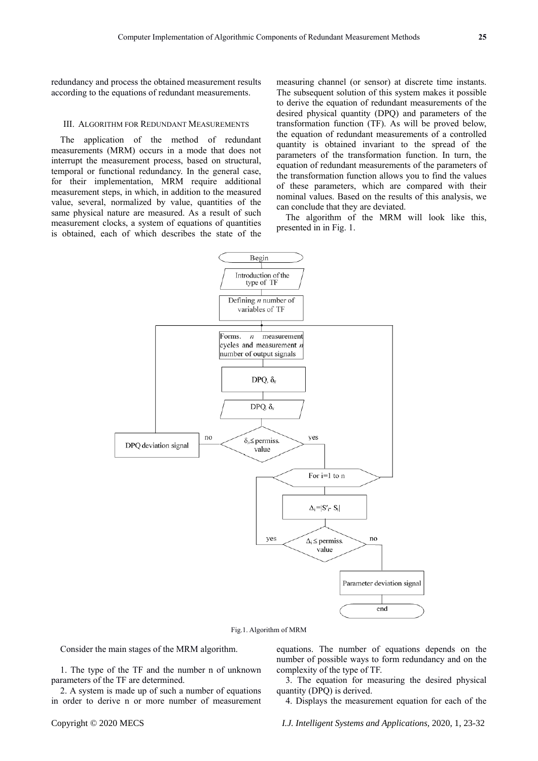redundancy and process the obtained measurement results according to the equations of redundant measurements.

## III. Algorithm for Redundant Measurements

The application of the method of redundant measurements (MRM) occurs in a mode that does not interrupt the measurement process, based on structural, temporal or functional redundancy. In the general case, for their implementation, MRM require additional measurement steps, in which, in addition to the measured value, several, normalized by value, quantities of the same physical nature are measured. As a result of such measurement clocks, a system of equations of quantities is obtained, each of which describes the state of the measuring channel (or sensor) at discrete time instants. The subsequent solution of this system makes it possible to derive the equation of redundant measurements of the desired physical quantity (DPQ) and parameters of the transformation function (TF). As will be proved below, the equation of redundant measurements of a controlled quantity is obtained invariant to the spread of the parameters of the transformation function. In turn, the equation of redundant measurements of the parameters of the transformation function allows you to find the values of these parameters, which are compared with their nominal values. Based on the results of this analysis, we can conclude that they are deviated.

The algorithm of the MRM will look like this, presented in in Fig. 1.

Fig.1. Algorithm of MRM

Consider the main stages of the MRM algorithm.

1. The type of the TF and the number n of unknown parameters of the TF are determined.

2. A system is made up of such a number of equations in order to derive n or more number of measurement equations. The number of equations depends on the number of possible ways to form redundancy and on the complexity of the type of TF.

3. The equation for measuring the desired physical quantity (DPQ) is derived.

4. Displays the measurement equation for each of the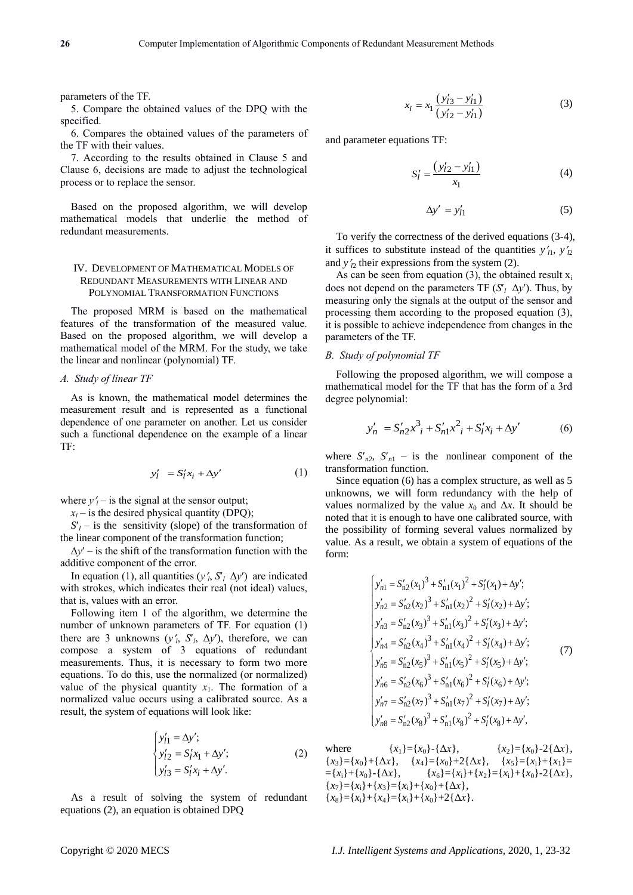parameters of the TF.

5. Compare the obtained values of the DPQ with the specified.

6. Compares the obtained values of the parameters of the TF with their values.

7. According to the results obtained in Clause 5 and Clause 6, decisions are made to adjust the technological process or to replace the sensor.

Based on the proposed algorithm, we will develop mathematical models that underlie the method of redundant measurements.

## IV. Development of Mathematical Models of Redundant Measurements with Linear and Polynomial Transformation Functions

The proposed MRM is based on the mathematical features of the transformation of the measured value. Based on the proposed algorithm, we will develop a mathematical model of the MRM. For the study, we take the linear and nonlinear (polynomial) TF.

### *A. Study of linear TF*

As is known, the mathematical model determines the measurement result and is represented as a functional dependence of one parameter on another. Let us consider such a functional dependence on the example of a linear TF:

$$y_l' = S_l' x_i + \Delta y' \tag{1}$$

where $y'_l$ – is the signal at the sensor output;

$x_i$ – is the desired physical quantity (DPQ);

$S'_l$ – is the sensitivity (slope) of the transformation of the linear component of the transformation function;

$\Delta y'$ – is the shift of the transformation function with the additive component of the error.

In equation (1), all quantities ($y'_l$, $S'_l$ $\Delta y'$) are indicated with strokes, which indicates their real (not ideal) values, that is, values with an error.

Following item 1 of the algorithm, we determine the number of unknown parameters of TF. For equation (1) there are 3 unknowns ($y'_l$, $S'_l$, $\Delta y'$), therefore, we can compose a system of 3 equations of redundant measurements. Thus, it is necessary to form two more equations. To do this, use the normalized (or normalized) value of the physical quantity $x_1$. The formation of a normalized value occurs using a calibrated source. As a result, the system of equations will look like:

$$\begin{cases} y_{l1}' = \Delta y'; \\ y_{l2}' = S_l' x_1 + \Delta y'; \\ y_{l3}' = S_l' x_i + \Delta y'. \end{cases} \tag{2}$$

As a result of solving the system of redundant equations (2), an equation is obtained DPQ

$$x_i = x_1 \frac{(y_{l3}' - y_{l1}')}{(y_{l2}' - y_{l1}')} \tag{3}$$

and parameter equations TF:

$$S_l' = \frac{(y_{l2}' - y_{l1}')}{x_1} \tag{4}$$

$$\Delta y' = y_{l1}' \tag{5}$$

To verify the correctness of the derived equations (3-4), it suffices to substitute instead of the quantities $y'_{l1}$, $y'_{l2}$ and $y'_{l2}$ their expressions from the system (2).

As can be seen from equation (3), the obtained result $x_i$ does not depend on the parameters TF ($S'_l$ $\Delta y'$). Thus, by measuring only the signals at the output of the sensor and processing them according to the proposed equation (3), it is possible to achieve independence from changes in the parameters of the TF.

### *B. Study of polynomial TF*

Following the proposed algorithm, we will compose a mathematical model for the TF that has the form of a 3rd degree polynomial:

$$y_n' = S_{n2}' x_i^3 + S_{n1}' x_i^2 + S_l' x_i + \Delta y' \tag{6}$$

where $S'_{n2}$, $S'_{n1}$ – is the nonlinear component of the transformation function.

Since equation (6) has a complex structure, as well as 5 unknowns, we will form redundancy with the help of values normalized by the value $x_0$ and $\Delta x$. It should be noted that it is enough to have one calibrated source, with the possibility of forming several values normalized by value. As a result, we obtain a system of equations of the form:

$$\begin{cases} y_{n1}' = S_{n2}'(x_1)^3 + S_{n1}'(x_1)^2 + S_l'(x_1) + \Delta y'; \\ y_{n2}' = S_{n2}'(x_2)^3 + S_{n1}'(x_2)^2 + S_l'(x_2) + \Delta y'; \\ y_{n3}' = S_{n2}'(x_3)^3 + S_{n1}'(x_3)^2 + S_l'(x_3) + \Delta y'; \\ y_{n4}' = S_{n2}'(x_4)^3 + S_{n1}'(x_4)^2 + S_l'(x_4) + \Delta y'; \\ y_{n5}' = S_{n2}'(x_5)^3 + S_{n1}'(x_5)^2 + S_l'(x_5) + \Delta y'; \\ y_{n6}' = S_{n2}'(x_6)^3 + S_{n1}'(x_6)^2 + S_l'(x_6) + \Delta y'; \\ y_{n7}' = S_{n2}'(x_7)^3 + S_{n1}'(x_7)^2 + S_l'(x_7) + \Delta y'; \\ y_{n8}' = S_{n2}'(x_8)^3 + S_{n1}'(x_8)^2 + S_l'(x_8) + \Delta y', \end{cases} \tag{7}$$

where $\{x_1\}=\{x_0\}-\{\Delta x\}$, $\{x_2\}=\{x_0\}-2\{\Delta x\}$, $\{x_3\}=\{x_0\}+\{\Delta x\}$, $\{x_4\}=\{x_0\}+2\{\Delta x\}$, $\{x_5\}=\{x_i\}+\{x_1\}=\{x_i\}+\{x_0\}-\{\Delta x\}$, $\{x_6\}=\{x_i\}+\{x_2\}=\{x_i\}+\{x_0\}-2\{\Delta x\}$, $\{x_7\}=\{x_i\}+\{x_3\}=\{x_i\}+\{x_0\}+\{\Delta x\}$, $\{x_8\}=\{x_i\}+\{x_4\}=\{x_i\}+\{x_0\}+2\{\Delta x\}$.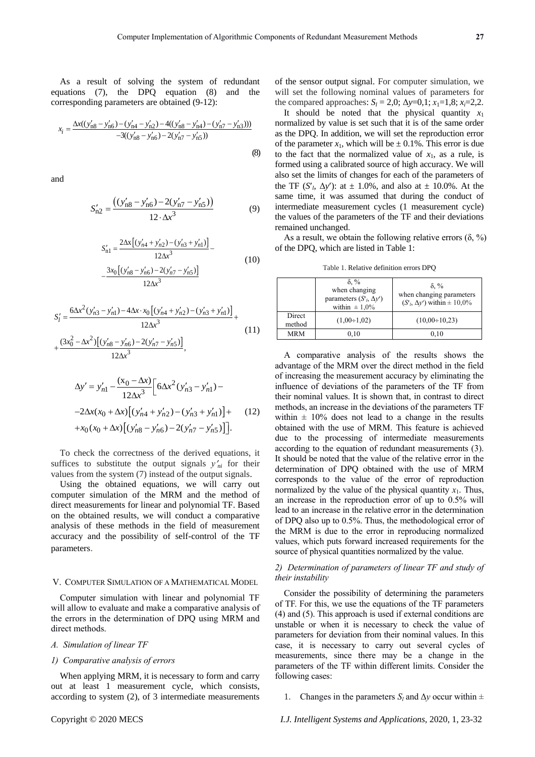As a result of solving the system of redundant equations (7), the DPQ equation (8) and the corresponding parameters are obtained (9-12):

$$x_i = \frac{\Delta x((y'_{n8} - y'_{n6}) - (y'_{n4} - y'_{n2}) - 4((y'_{n8} - y'_{n4}) - (y'_{n7} - y'_{n3})))}{-3((y'_{n8} - y'_{n6}) - 2(y'_{n7} - y'_{n5}))} \tag{8}$$

and

$$S'_{n2} = \frac{\left((y'_{n8} - y'_{n6}) - 2(y'_{n7} - y'_{n5})\right)}{12 \cdot \Delta x^3} \tag{9}$$

$$S'_{n1} = \frac{2\Delta x\left[(y'_{n4} + y'_{n2}) - (y'_{n3} + y'_{n1})\right]}{12\Delta x^3} - \frac{3x_0\left[(y'_{n8} - y'_{n6}) - 2(y'_{n7} - y'_{n5})\right]}{12\Delta x^3} \tag{10}$$

$$S'_l = \frac{6\Delta x^2(y'_{n3} - y'_{n1}) - 4\Delta x \cdot x_0\left[(y'_{n4} + y'_{n2}) - (y'_{n3} + y'_{n1})\right]}{12\Delta x^3} + \frac{(3x_0^2 - \Delta x^2)\left[(y'_{n8} - y'_{n6}) - 2(y'_{n7} - y'_{n5})\right]}{12\Delta x^3}, \tag{11}$$

$$\Delta y' = y'_{n1} - \frac{(x_0 - \Delta x)}{12\Delta x^3}\Big[6\Delta x^2(y'_{n3} - y'_{n1}) - 2\Delta x(x_0 + \Delta x)\left[(y'_{n4} + y'_{n2}) - (y'_{n3} + y'_{n1})\right] + x_0(x_0 + \Delta x)\left[(y'_{n8} - y'_{n6}) - 2(y'_{n7} - y'_{n5})\right]\Big]. \tag{12}$$

To check the correctness of the derived equations, it suffices to substitute the output signals $y'_{ni}$ for their values from the system (7) instead of the output signals.

Using the obtained equations, we will carry out computer simulation of the MRM and the method of direct measurements for linear and polynomial TF. Based on the obtained results, we will conduct a comparative analysis of these methods in the field of measurement accuracy and the possibility of self-control of the TF parameters.

## V. Computer Simulation of a Mathematical Model

Computer simulation with linear and polynomial TF will allow to evaluate and make a comparative analysis of the errors in the determination of DPQ using MRM and direct methods.

### *A. Simulation of linear TF*

#### *1) Comparative analysis of errors*

When applying MRM, it is necessary to form and carry out at least 1 measurement cycle, which consists, according to system (2), of 3 intermediate measurements of the sensor output signal. For computer simulation, we will set the following nominal values of parameters for the compared approaches: $S_l = 2{,}0$; $\Delta y = 0{,}1$; $x_1 = 1{,}8$; $x_i = 2{,}2$.

It should be noted that the physical quantity $x_1$ normalized by value is set such that it is of the same order as the DPQ. In addition, we will set the reproduction error of the parameter $x_1$, which will be ± 0.1%. This error is due to the fact that the normalized value of $x_1$, as a rule, is formed using a calibrated source of high accuracy. We will also set the limits of changes for each of the parameters of the TF ($S'_l$, $\Delta y'$): at ± 1.0%, and also at ± 10.0%. At the same time, it was assumed that during the conduct of intermediate measurement cycles (1 measurement cycle) the values of the parameters of the TF and their deviations remained unchanged.

As a result, we obtain the following relative errors (δ, %) of the DPQ, which are listed in Table 1:

Table 1. Relative definition errors DPQ

| | δ, % when changing parameters ($S'_l$, $\Delta y'$) within ± 1,0% | δ, % when changing parameters ($S'_l$, $\Delta y'$) within ± 10,0% |
|---|---|---|
| Direct method | (1,00÷1,02) | (10,00÷10,23) |
| MRM | 0,10 | 0,10 |

A comparative analysis of the results shows the advantage of the MRM over the direct method in the field of increasing the measurement accuracy by eliminating the influence of deviations of the parameters of the TF from their nominal values. It is shown that, in contrast to direct methods, an increase in the deviations of the parameters TF within ± 10% does not lead to a change in the results obtained with the use of MRM. This feature is achieved due to the processing of intermediate measurements according to the equation of redundant measurements (3). It should be noted that the value of the relative error in the determination of DPQ obtained with the use of MRM corresponds to the value of the error of reproduction normalized by the value of the physical quantity $x_1$. Thus, an increase in the reproduction error of up to 0.5% will lead to an increase in the relative error in the determination of DPQ also up to 0.5%. Thus, the methodological error of the MRM is due to the error in reproducing normalized values, which puts forward increased requirements for the source of physical quantities normalized by the value.

#### *2) Determination of parameters of linear TF and study of their instability*

Consider the possibility of determining the parameters of TF. For this, we use the equations of the TF parameters (4) and (5). This approach is used if external conditions are unstable or when it is necessary to check the value of parameters for deviation from their nominal values. In this case, it is necessary to carry out several cycles of measurements, since there may be a change in the parameters of the TF within different limits. Consider the following cases:

1. Changes in the parameters $S_l$ and $\Delta y$ occur within ±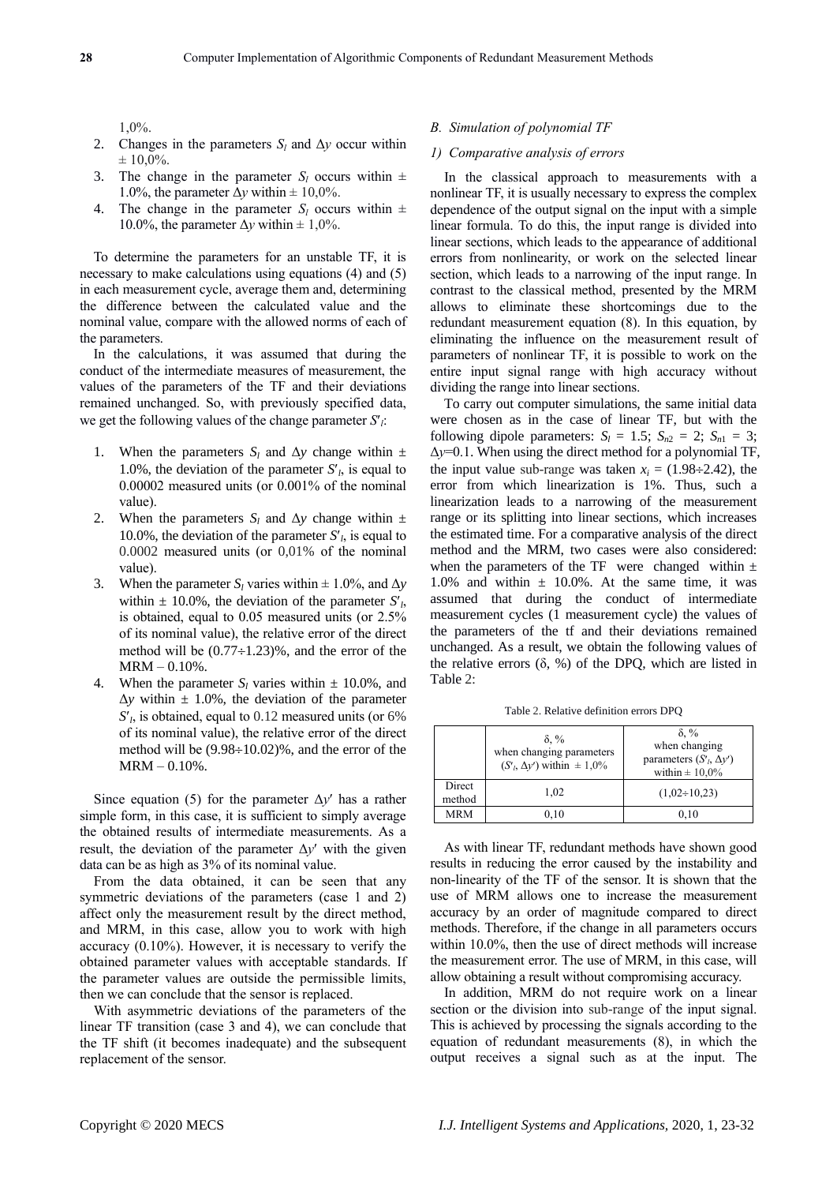1,0%.

2. Changes in the parameters $S_l$ and $\Delta y$ occur within $\pm$ 10,0%.
3. The change in the parameter $S_l$ occurs within $\pm$ 1.0%, the parameter $\Delta y$ within $\pm$ 10,0%.
4. The change in the parameter $S_l$ occurs within $\pm$ 10.0%, the parameter $\Delta y$ within $\pm$ 1,0%.

To determine the parameters for an unstable TF, it is necessary to make calculations using equations (4) and (5) in each measurement cycle, average them and, determining the difference between the calculated value and the nominal value, compare with the allowed norms of each of the parameters.

In the calculations, it was assumed that during the conduct of the intermediate measures of measurement, the values of the parameters of the TF and their deviations remained unchanged. So, with previously specified data, we get the following values of the change parameter $S'_l$:

1. When the parameters $S_l$ and $\Delta y$ change within $\pm$ 1.0%, the deviation of the parameter $S'_l$, is equal to 0.00002 measured units (or 0.001% of the nominal value).
2. When the parameters $S_l$ and $\Delta y$ change within $\pm$ 10.0%, the deviation of the parameter $S'_l$, is equal to 0.0002 measured units (or 0,01% of the nominal value).
3. When the parameter $S_l$ varies within $\pm$ 1.0%, and $\Delta y$ within $\pm$ 10.0%, the deviation of the parameter $S'_l$, is obtained, equal to 0.05 measured units (or 2.5% of its nominal value), the relative error of the direct method will be (0.77÷1.23)%, and the error of the MRM – 0.10%.
4. When the parameter $S_l$ varies within $\pm$ 10.0%, and $\Delta y$ within $\pm$ 1.0%, the deviation of the parameter $S'_l$, is obtained, equal to 0.12 measured units (or 6% of its nominal value), the relative error of the direct method will be (9.98÷10.02)%, and the error of the MRM – 0.10%.

Since equation (5) for the parameter $\Delta y'$ has a rather simple form, in this case, it is sufficient to simply average the obtained results of intermediate measurements. As a result, the deviation of the parameter $\Delta y'$ with the given data can be as high as 3% of its nominal value.

From the data obtained, it can be seen that any symmetric deviations of the parameters (case 1 and 2) affect only the measurement result by the direct method, and MRM, in this case, allow you to work with high accuracy (0.10%). However, it is necessary to verify the obtained parameter values with acceptable standards. If the parameter values are outside the permissible limits, then we can conclude that the sensor is replaced.

With asymmetric deviations of the parameters of the linear TF transition (case 3 and 4), we can conclude that the TF shift (it becomes inadequate) and the subsequent replacement of the sensor.

### *B. Simulation of polynomial TF*

#### *1) Comparative analysis of errors*

In the classical approach to measurements with a nonlinear TF, it is usually necessary to express the complex dependence of the output signal on the input with a simple linear formula. To do this, the input range is divided into linear sections, which leads to the appearance of additional errors from nonlinearity, or work on the selected linear section, which leads to a narrowing of the input range. In contrast to the classical method, presented by the MRM allows to eliminate these shortcomings due to the redundant measurement equation (8). In this equation, by eliminating the influence on the measurement result of parameters of nonlinear TF, it is possible to work on the entire input signal range with high accuracy without dividing the range into linear sections.

To carry out computer simulations, the same initial data were chosen as in the case of linear TF, but with the following dipole parameters: $S_l$ = 1.5; $S_{n2}$ = 2; $S_{n1}$ = 3; $\Delta y$=0.1. When using the direct method for a polynomial TF, the input value sub-range was taken $x_i$ = (1.98÷2.42), the error from which linearization is 1%. Thus, such a linearization leads to a narrowing of the measurement range or its splitting into linear sections, which increases the estimated time. For a comparative analysis of the direct method and the MRM, two cases were also considered: when the parameters of the TF were changed within $\pm$ 1.0% and within $\pm$ 10.0%. At the same time, it was assumed that during the conduct of intermediate measurement cycles (1 measurement cycle) the values of the parameters of the tf and their deviations remained unchanged. As a result, we obtain the following values of the relative errors (δ, %) of the DPQ, which are listed in Table 2:

Table 2. Relative definition errors DPQ

| | δ, % when changing parameters ($S'_l$, $\Delta y'$) within $\pm$ 1,0% | δ, % when changing parameters ($S'_l$, $\Delta y'$) within $\pm$ 10,0% |
|---|---|---|
| Direct method | 1,02 | (1,02÷10,23) |
| MRM | 0,10 | 0,10 |

As with linear TF, redundant methods have shown good results in reducing the error caused by the instability and non-linearity of the TF of the sensor. It is shown that the use of MRM allows one to increase the measurement accuracy by an order of magnitude compared to direct methods. Therefore, if the change in all parameters occurs within 10.0%, then the use of direct methods will increase the measurement error. The use of MRM, in this case, will allow obtaining a result without compromising accuracy.

In addition, MRM do not require work on a linear section or the division into sub-range of the input signal. This is achieved by processing the signals according to the equation of redundant measurements (8), in which the output receives a signal such as at the input. The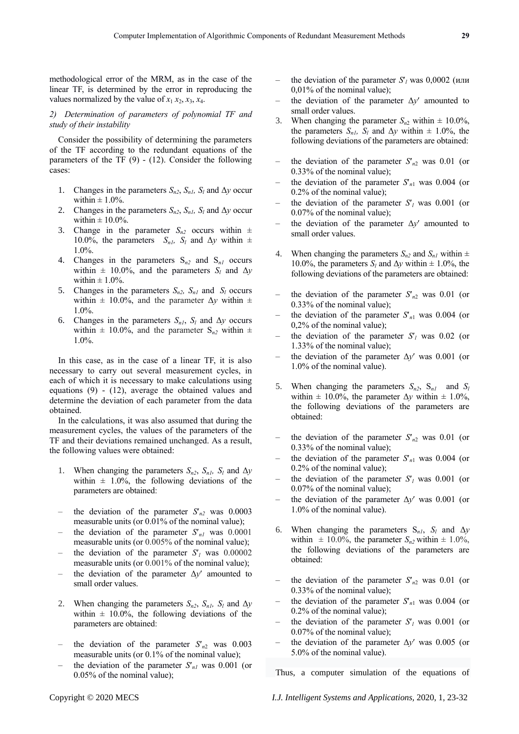methodological error of the MRM, as in the case of the linear TF, is determined by the error in reproducing the values normalized by the value of $x_1$ $x_2$, $x_3$, $x_4$.

*2) Determination of parameters of polynomial TF and study of their instability*

Consider the possibility of determining the parameters of the TF according to the redundant equations of the parameters of the TF (9) - (12). Consider the following cases:

1. Changes in the parameters $S_{n2}$, $S_{n1}$, $S_l$ and $\Delta y$ occur within ± 1.0%.
2. Changes in the parameters $S_{n2}$, $S_{n1}$, $S_l$ and $\Delta y$ occur within ± 10.0%.
3. Change in the parameter $S_{n2}$ occurs within ± 10.0%, the parameters $S_{n1}$, $S_l$ and $\Delta y$ within ± 1.0%.
4. Changes in the parameters $S_{n2}$ and $S_{n1}$ occurs within ± 10.0%, and the parameters $S_l$ and $\Delta y$ within ± 1.0%.
5. Changes in the parameters $S_{n2}$, $S_{n1}$ and $S_l$ occurs within ± 10.0%, and the parameter $\Delta y$ within ± 1.0%.
6. Changes in the parameters $S_{n1}$, $S_l$ and $\Delta y$ occurs within ± 10.0%, and the parameter $S_{n2}$ within ± 1.0%.

In this case, as in the case of a linear TF, it is also necessary to carry out several measurement cycles, in each of which it is necessary to make calculations using equations (9) - (12), average the obtained values and determine the deviation of each parameter from the data obtained.

In the calculations, it was also assumed that during the measurement cycles, the values of the parameters of the TF and their deviations remained unchanged. As a result, the following values were obtained:

1. When changing the parameters $S_{n2}$, $S_{n1}$, $S_l$ and $\Delta y$ within ± 1.0%, the following deviations of the parameters are obtained:

- the deviation of the parameter $S'_{n2}$ was 0.0003 measurable units (or 0.01% of the nominal value);
- the deviation of the parameter $S'_{n1}$ was 0.0001 measurable units (or 0.005% of the nominal value);
- the deviation of the parameter $S'_l$ was 0.00002 measurable units (or 0.001% of the nominal value);
- the deviation of the parameter $\Delta y'$ amounted to small order values.

2. When changing the parameters $S_{n2}$, $S_{n1}$, $S_l$ and $\Delta y$ within ± 10.0%, the following deviations of the parameters are obtained:

- the deviation of the parameter $S'_{n2}$ was 0.003 measurable units (or 0.1% of the nominal value);
- the deviation of the parameter $S'_{n1}$ was 0.001 (or 0.05% of the nominal value);
- the deviation of the parameter $S'_l$ was 0,0002 (или 0,01% of the nominal value);
- the deviation of the parameter $\Delta y'$ amounted to small order values.

3. When changing the parameter $S_{n2}$ within ± 10.0%, the parameters $S_{n1}$, $S_l$ and $\Delta y$ within ± 1.0%, the following deviations of the parameters are obtained:

- the deviation of the parameter $S'_{n2}$ was 0.01 (or 0.33% of the nominal value);
- the deviation of the parameter $S'_{n1}$ was 0.004 (or 0.2% of the nominal value);
- the deviation of the parameter $S'_l$ was 0.001 (or 0.07% of the nominal value);
- the deviation of the parameter $\Delta y'$ amounted to small order values.

4. When changing the parameters $S_{n2}$ and $S_{n1}$ within ± 10.0%, the parameters $S_l$ and $\Delta y$ within ± 1.0%, the following deviations of the parameters are obtained:

- the deviation of the parameter $S'_{n2}$ was 0.01 (or 0.33% of the nominal value);
- the deviation of the parameter $S'_{n1}$ was 0.004 (or 0,2% of the nominal value);
- the deviation of the parameter $S'_l$ was 0.02 (or 1.33% of the nominal value);
- the deviation of the parameter $\Delta y'$ was 0.001 (or 1.0% of the nominal value).

5. When changing the parameters $S_{n2}$, $S_{n1}$ and $S_l$ within ± 10.0%, the parameter $\Delta y$ within ± 1.0%, the following deviations of the parameters are obtained:

- the deviation of the parameter $S'_{n2}$ was 0.01 (or 0.33% of the nominal value);
- the deviation of the parameter $S'_{n1}$ was 0.004 (or 0.2% of the nominal value);
- the deviation of the parameter $S'_l$ was 0.001 (or 0.07% of the nominal value);
- the deviation of the parameter $\Delta y'$ was 0.001 (or 1.0% of the nominal value).

6. When changing the parameters $S_{n1}$, $S_l$ and $\Delta y$ within ± 10.0%, the parameter $S_{n2}$ within ± 1.0%, the following deviations of the parameters are obtained:

- the deviation of the parameter $S'_{n2}$ was 0.01 (or 0.33% of the nominal value);
- the deviation of the parameter $S'_{n1}$ was 0.004 (or 0.2% of the nominal value);
- the deviation of the parameter $S'_l$ was 0.001 (or 0.07% of the nominal value);
- the deviation of the parameter $\Delta y'$ was 0.005 (or 5.0% of the nominal value).

Thus, a computer simulation of the equations of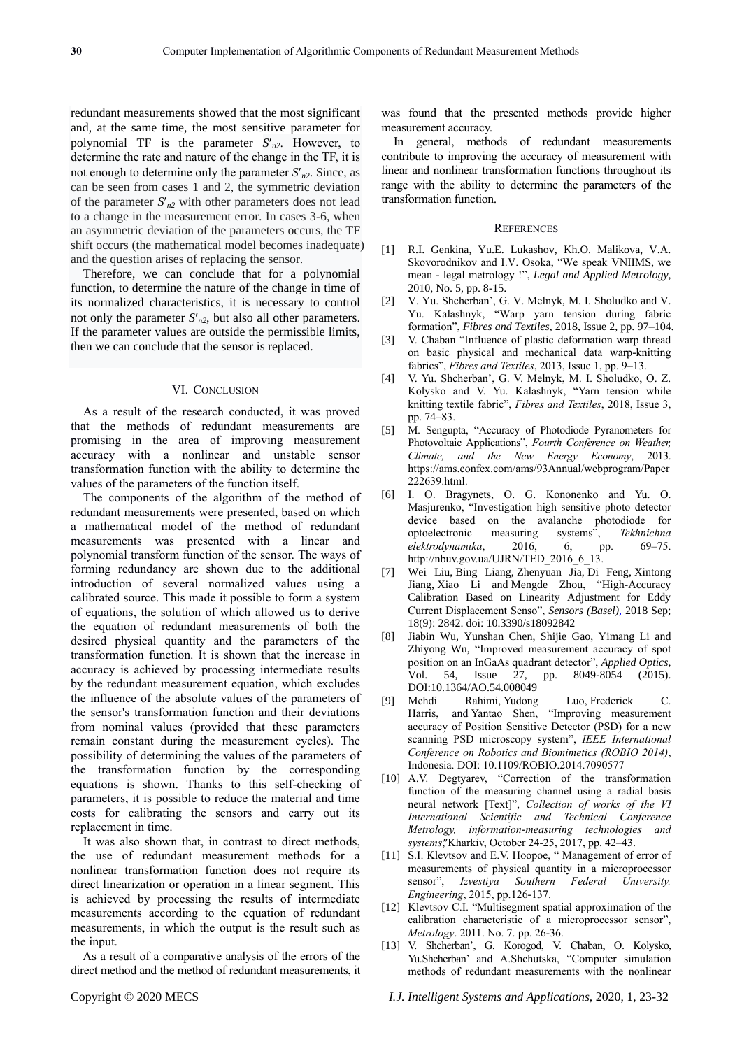redundant measurements showed that the most significant and, at the same time, the most sensitive parameter for polynomial TF is the parameter $S'_{n2}$. However, to determine the rate and nature of the change in the TF, it is not enough to determine only the parameter $S'_{n2}$. Since, as can be seen from cases 1 and 2, the symmetric deviation of the parameter $S'_{n2}$ with other parameters does not lead to a change in the measurement error. In cases 3-6, when an asymmetric deviation of the parameters occurs, the TF shift occurs (the mathematical model becomes inadequate) and the question arises of replacing the sensor.

Therefore, we can conclude that for a polynomial function, to determine the nature of the change in time of its normalized characteristics, it is necessary to control not only the parameter $S'_{n2}$, but also all other parameters. If the parameter values are outside the permissible limits, then we can conclude that the sensor is replaced.

## VI. Conclusion

As a result of the research conducted, it was proved that the methods of redundant measurements are promising in the area of improving measurement accuracy with a nonlinear and unstable sensor transformation function with the ability to determine the values of the parameters of the function itself.

The components of the algorithm of the method of redundant measurements were presented, based on which a mathematical model of the method of redundant measurements was presented with a linear and polynomial transform function of the sensor. The ways of forming redundancy are shown due to the additional introduction of several normalized values using a calibrated source. This made it possible to form a system of equations, the solution of which allowed us to derive the equation of redundant measurements of both the desired physical quantity and the parameters of the transformation function. It is shown that the increase in accuracy is achieved by processing intermediate results by the redundant measurement equation, which excludes the influence of the absolute values of the parameters of the sensor's transformation function and their deviations from nominal values (provided that these parameters remain constant during the measurement cycles). The possibility of determining the values of the parameters of the transformation function by the corresponding equations is shown. Thanks to this self-checking of parameters, it is possible to reduce the material and time costs for calibrating the sensors and carry out its replacement in time.

It was also shown that, in contrast to direct methods, the use of redundant measurement methods for a nonlinear transformation function does not require its direct linearization or operation in a linear segment. This is achieved by processing the results of intermediate measurements according to the equation of redundant measurements, in which the output is the result such as the input.

As a result of a comparative analysis of the errors of the direct method and the method of redundant measurements, it was found that the presented methods provide higher measurement accuracy.

In general, methods of redundant measurements contribute to improving the accuracy of measurement with linear and nonlinear transformation functions throughout its range with the ability to determine the parameters of the transformation function.

## References

[1] R.I. Genkina, Yu.E. Lukashov, Kh.O. Malikova, V.A. Skovorodnikov and I.V. Osoka, "We speak VNIIMS, we mean - legal metrology !", *Legal and Applied Metrology*, 2010, No. 5, pp. 8-15.

[2] V. Yu. Shcherban', G. V. Melnyk, M. I. Sholudko and V. Yu. Kalashnyk, "Warp yarn tension during fabric formation", *Fibres and Textiles*, 2018, Issue 2, pp. 97–104.

[3] V. Chaban "Influence of plastic deformation warp thread on basic physical and mechanical data warp-knitting fabrics", *Fibres and Textiles*, 2013, Issue 1, pp. 9–13.

[4] V. Yu. Shcherban', G. V. Melnyk, M. I. Sholudko, O. Z. Kolysko and V. Yu. Kalashnyk, "Yarn tension while knitting textile fabric", *Fibres and Textiles*, 2018, Issue 3, pp. 74–83.

[5] M. Sengupta, "Accuracy of Photodiode Pyranometers for Photovoltaic Applications", *Fourth Conference on Weather, Climate, and the New Energy Economy*, 2013. https://ams.confex.com/ams/93Annual/webprogram/Paper222639.html.

[6] I. O. Bragynets, O. G. Kononenko and Yu. O. Masjurenko, "Investigation high sensitive photo detector device based on the avalanche photodiode for optoelectronic measuring systems", *Tekhnichna elektrodynamika*, 2016, 6, pp. 69–75. http://nbuv.gov.ua/UJRN/TED_2016_6_13.

[7] Wei Liu, Bing Liang, Zhenyuan Jia, Di Feng, Xintong Jiang, Xiao Li and Mengde Zhou, "High-Accuracy Calibration Based on Linearity Adjustment for Eddy Current Displacement Senso", *Sensors (Basel)*, 2018 Sep; 18(9): 2842. doi: 10.3390/s18092842

[8] Jiabin Wu, Yunshan Chen, Shijie Gao, Yimang Li and Zhiyong Wu, "Improved measurement accuracy of spot position on an InGaAs quadrant detector", *Applied Optics*, Vol. 54, Issue 27, pp. 8049-8054 (2015). DOI:10.1364/AO.54.008049

[9] Mehdi Rahimi, Yudong Luo, Frederick C. Harris, and Yantao Shen, "Improving measurement accuracy of Position Sensitive Detector (PSD) for a new scanning PSD microscopy system", *IEEE International Conference on Robotics and Biomimetics (ROBIO 2014)*, Indonesia. DOI: 10.1109/ROBIO.2014.7090577

[10] A.V. Degtyarev, "Correction of the transformation function of the measuring channel using a radial basis neural network [Text]", *Collection of works of the VI International Scientific and Technical Conference "Metrology, information-measuring technologies and systems"*, Kharkiv, October 24-25, 2017, pp. 42–43.

[11] S.I. Klevtsov and E.V. Hoopoe, " Management of error of measurements of physical quantity in a microprocessor sensor", *Izvestiya Southern Federal University. Engineering*, 2015, pp.126-137.

[12] Klevtsov C.I. "Multisegment spatial approximation of the calibration characteristic of a microprocessor sensor", *Metrology*. 2011. No. 7. pp. 26-36.

[13] V. Shcherban', G. Korogod, V. Chaban, O. Kolysko, Yu.Shcherban' and A.Shchutska, "Computer simulation methods of redundant measurements with the nonlinear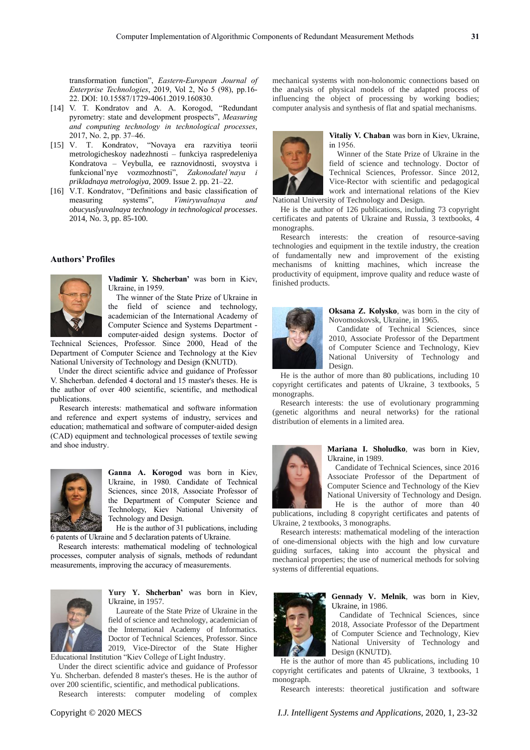transformation function", *Eastern-European Journal of Enterprise Technologies*, 2019, Vol 2, No 5 (98), pp.16-22. DOI: 10.15587/1729-4061.2019.160830.

[14] V. T. Kondratov and A. A. Korogod, "Redundant pyrometry: state and development prospects", *Measuring and computing technology in technological processes*, 2017, No. 2, pp. 37–46.

[15] V. T. Kondratov, "Novaya era razvitiya teorii metrologicheskoy nadezhnosti – funkciya raspredeleniya Kondratova – Veybulla, ee raznovidnosti, svoystva i funkcional'nye vozmozhnosti", *Zakonodatel'naya i prikladnaya metrologiya*, 2009. Issue 2. pp. 21–22.

[16] V.T. Kondratov, "Definitions and basic classification of measuring systems", *Vimiryuvalnaya and obucyuslyuvalnaya technology in technological processes*. 2014, No. 3, pp. 85-100.

## Authors' Profiles

**Vladimir Y. Shcherban'** was born in Kiev, Ukraine, in 1959.

The winner of the State Prize of Ukraine in the field of science and technology, academician of the International Academy of Computer Science and Systems Department - computer-aided design systems. Doctor of Technical Sciences, Professor. Since 2000, Head of the Department of Computer Science and Technology at the Kiev National University of Technology and Design (KNUTD).

Under the direct scientific advice and guidance of Professor V. Shcherban. defended 4 doctoral and 15 master's theses. He is the author of over 400 scientific, scientific, and methodical publications.

Research interests: mathematical and software information and reference and expert systems of industry, services and education; mathematical and software of computer-aided design (CAD) equipment and technological processes of textile sewing and shoe industry.

**Ganna A. Korogod** was born in Kiev, Ukraine, in 1980. Candidate of Technical Sciences, since 2018, Associate Professor of the Department of Computer Science and Technology, Kiev National University of Technology and Design.

He is the author of 31 publications, including 6 patents of Ukraine and 5 declaration patents of Ukraine.

Research interests: mathematical modeling of technological processes, computer analysis of signals, methods of redundant measurements, improving the accuracy of measurements.

**Yury Y. Shcherban'** was born in Kiev, Ukraine, in 1957.

Laureate of the State Prize of Ukraine in the field of science and technology, academician of the International Academy of Informatics. Doctor of Technical Sciences, Professor. Since 2019, Vice-Director of the State Higher Educational Institution "Kiev College of Light Industry.

Under the direct scientific advice and guidance of Professor Yu. Shcherban. defended 8 master's theses. He is the author of over 200 scientific, scientific, and methodical publications.

Research interests: computer modeling of complex mechanical systems with non-holonomic connections based on the analysis of physical models of the adapted process of influencing the object of processing by working bodies; computer analysis and synthesis of flat and spatial mechanisms.

**Vitaliy V. Chaban** was born in Kiev, Ukraine, in 1956.

Winner of the State Prize of Ukraine in the field of science and technology. Doctor of Technical Sciences, Professor. Since 2012, Vice-Rector with scientific and pedagogical work and international relations of the Kiev National University of Technology and Design.

He is the author of 126 publications, including 73 copyright certificates and patents of Ukraine and Russia, 3 textbooks, 4 monographs.

Research interests: the creation of resource-saving technologies and equipment in the textile industry, the creation of fundamentally new and improvement of the existing mechanisms of knitting machines, which increase the productivity of equipment, improve quality and reduce waste of finished products.

**Oksana Z. Kolysko**, was born in the city of Novomoskovsk, Ukraine, in 1965.

Candidate of Technical Sciences, since 2010, Associate Professor of the Department of Computer Science and Technology, Kiev National University of Technology and Design.

He is the author of more than 80 publications, including 10 copyright certificates and patents of Ukraine, 3 textbooks, 5 monographs.

Research interests: the use of evolutionary programming (genetic algorithms and neural networks) for the rational distribution of elements in a limited area.

**Mariana I. Sholudko**, was born in Kiev, Ukraine, in 1989.

Candidate of Technical Sciences, since 2016 Associate Professor of the Department of Computer Science and Technology of the Kiev National University of Technology and Design.

He is the author of more than 40 publications, including 8 copyright certificates and patents of Ukraine, 2 textbooks, 3 monographs.

Research interests: mathematical modeling of the interaction of one-dimensional objects with the high and low curvature guiding surfaces, taking into account the physical and mechanical properties; the use of numerical methods for solving systems of differential equations.

**Gennady V. Melnik**, was born in Kiev, Ukraine, in 1986.

Candidate of Technical Sciences, since 2018, Associate Professor of the Department of Computer Science and Technology, Kiev National University of Technology and Design (KNUTD).

He is the author of more than 45 publications, including 10 copyright certificates and patents of Ukraine, 3 textbooks, 1 monograph.

Research interests: theoretical justification and software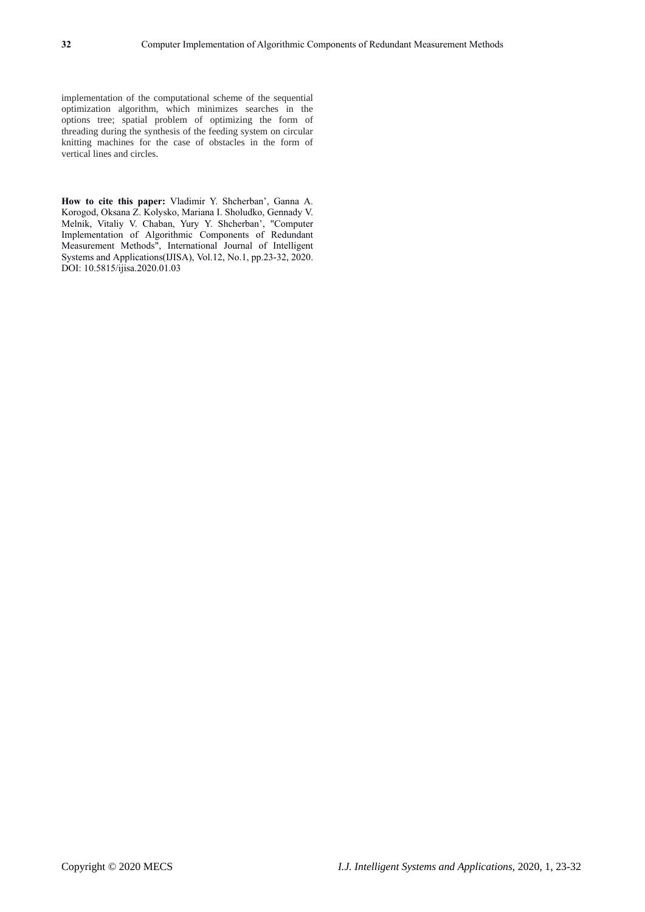implementation of the computational scheme of the sequential optimization algorithm, which minimizes searches in the options tree; spatial problem of optimizing the form of threading during the synthesis of the feeding system on circular knitting machines for the case of obstacles in the form of vertical lines and circles.

**How to cite this paper:** Vladimir Y. Shcherban', Ganna A. Korogod, Oksana Z. Kolysko, Mariana I. Sholudko, Gennady V. Melnik, Vitaliy V. Chaban, Yury Y. Shcherban', "Computer Implementation of Algorithmic Components of Redundant Measurement Methods", International Journal of Intelligent Systems and Applications(IJISA), Vol.12, No.1, pp.23-32, 2020. DOI: 10.5815/ijisa.2020.01.03